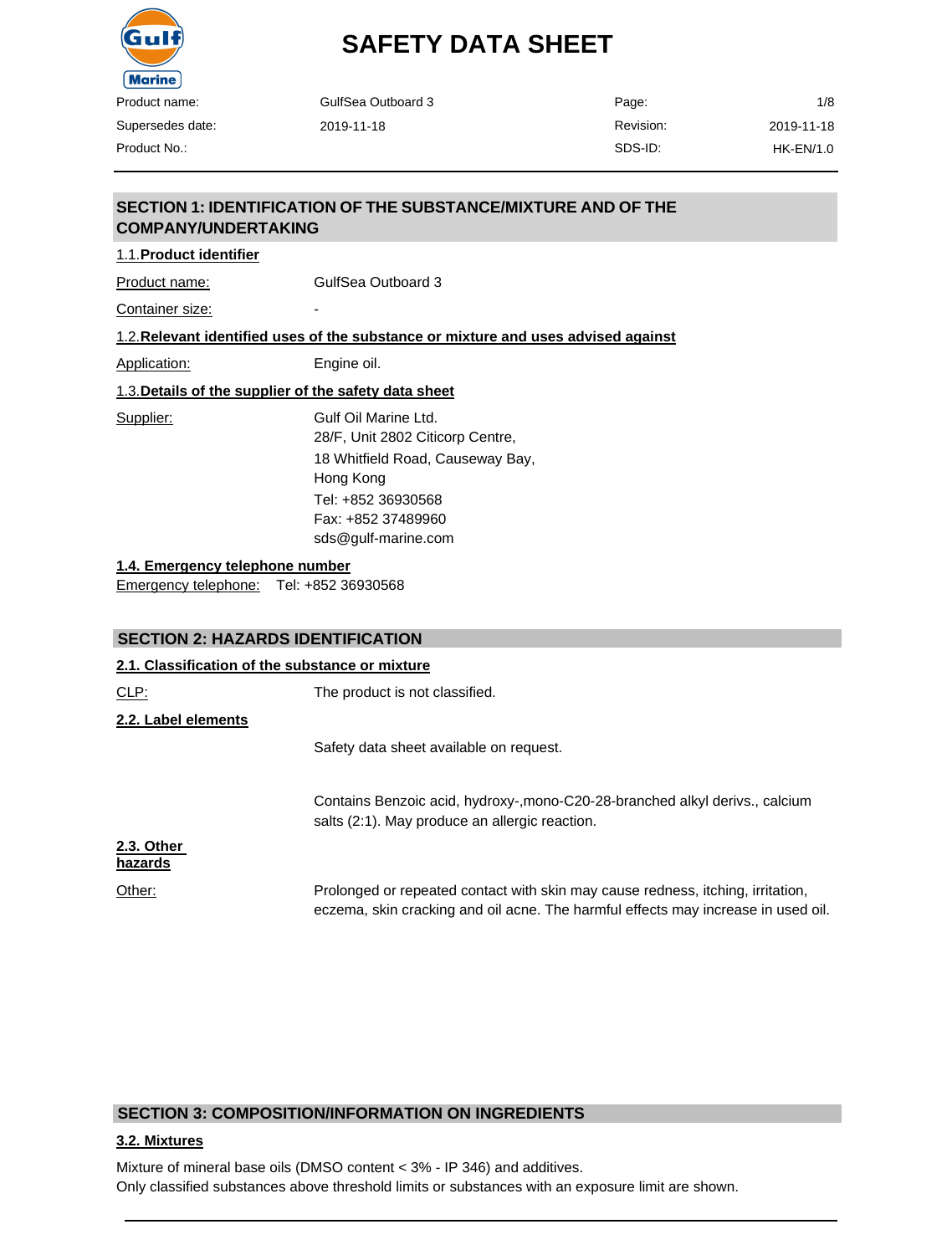# SAFETY DATA SHEET

| | | | |
|---|---|---|---|
| Product name: | GulfSea Outboard 3 | Page: | 1/8 |
| Supersedes date: | 2019-11-18 | Revision: | 2019-11-18 |
| Product No.: | | SDS-ID: | HK-EN/1.0 |

## SECTION 1: IDENTIFICATION OF THE SUBSTANCE/MIXTURE AND OF THE COMPANY/UNDERTAKING

### 1.1. Product identifier

Product name: GulfSea Outboard 3

Container size: -

### 1.2. Relevant identified uses of the substance or mixture and uses advised against

Application: Engine oil.

### 1.3. Details of the supplier of the safety data sheet

Supplier:
Gulf Oil Marine Ltd.
28/F, Unit 2802 Citicorp Centre,
18 Whitfield Road, Causeway Bay,
Hong Kong
Tel: +852 36930568
Fax: +852 37489960
sds@gulf-marine.com

### 1.4. Emergency telephone number

Emergency telephone: Tel: +852 36930568

## SECTION 2: HAZARDS IDENTIFICATION

### 2.1. Classification of the substance or mixture

CLP: The product is not classified.

### 2.2. Label elements

Safety data sheet available on request.

Contains Benzoic acid, hydroxy-,mono-C20-28-branched alkyl derivs., calcium salts (2:1). May produce an allergic reaction.

### 2.3. Other hazards

Other: Prolonged or repeated contact with skin may cause redness, itching, irritation, eczema, skin cracking and oil acne. The harmful effects may increase in used oil.

## SECTION 3: COMPOSITION/INFORMATION ON INGREDIENTS

### 3.2. Mixtures

Mixture of mineral base oils (DMSO content < 3% - IP 346) and additives.
Only classified substances above threshold limits or substances with an exposure limit are shown.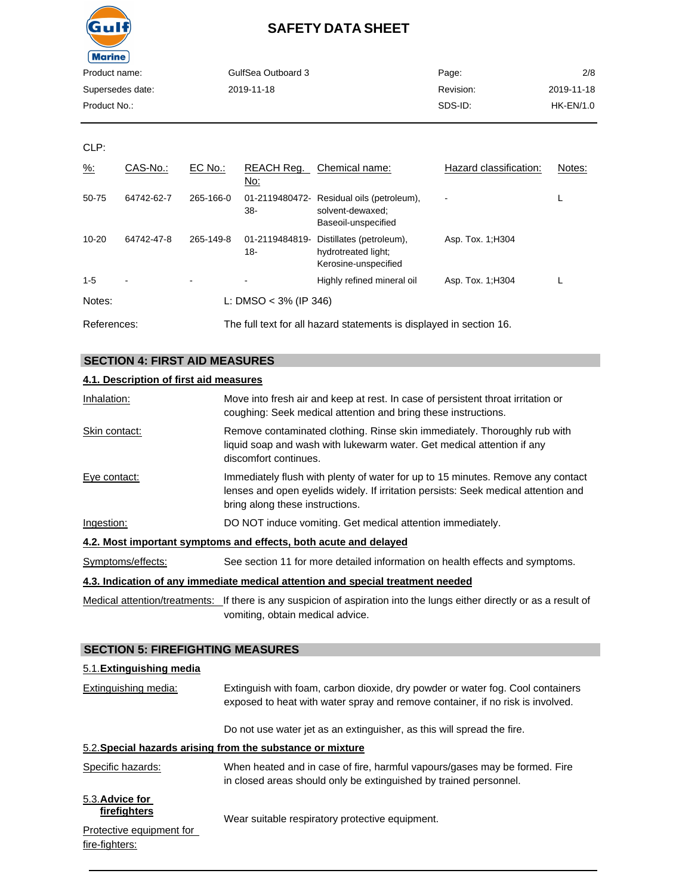CLP:

| %: | CAS-No.: | EC No.: | REACH Reg. No: | Chemical name: | Hazard classification: | Notes: |
|---|---|---|---|---|---|---|
| 50-75 | 64742-62-7 | 265-166-0 | 01-2119480472-38- | Residual oils (petroleum), solvent-dewaxed; Baseoil-unspecified | - | L |
| 10-20 | 64742-47-8 | 265-149-8 | 01-2119484819-18- | Distillates (petroleum), hydrotreated light; Kerosine-unspecified | Asp. Tox. 1;H304 | |
| 1-5 | - | - | - | Highly refined mineral oil | Asp. Tox. 1;H304 | L |

Notes: L: DMSO < 3% (IP 346)

References: The full text for all hazard statements is displayed in section 16.

## SECTION 4: FIRST AID MEASURES

### 4.1. Description of first aid measures

Inhalation: Move into fresh air and keep at rest. In case of persistent throat irritation or coughing: Seek medical attention and bring these instructions.

Skin contact: Remove contaminated clothing. Rinse skin immediately. Thoroughly rub with liquid soap and wash with lukewarm water. Get medical attention if any discomfort continues.

Eye contact: Immediately flush with plenty of water for up to 15 minutes. Remove any contact lenses and open eyelids widely. If irritation persists: Seek medical attention and bring along these instructions.

Ingestion: DO NOT induce vomiting. Get medical attention immediately.

### 4.2. Most important symptoms and effects, both acute and delayed

Symptoms/effects: See section 11 for more detailed information on health effects and symptoms.

### 4.3. Indication of any immediate medical attention and special treatment needed

Medical attention/treatments: If there is any suspicion of aspiration into the lungs either directly or as a result of vomiting, obtain medical advice.

## SECTION 5: FIREFIGHTING MEASURES

### 5.1. Extinguishing media

Extinguishing media: Extinguish with foam, carbon dioxide, dry powder or water fog. Cool containers exposed to heat with water spray and remove container, if no risk is involved.

Do not use water jet as an extinguisher, as this will spread the fire.

### 5.2. Special hazards arising from the substance or mixture

Specific hazards: When heated and in case of fire, harmful vapours/gases may be formed. Fire in closed areas should only be extinguished by trained personnel.

### 5.3. Advice for firefighters

Protective equipment for fire-fighters: Wear suitable respiratory protective equipment.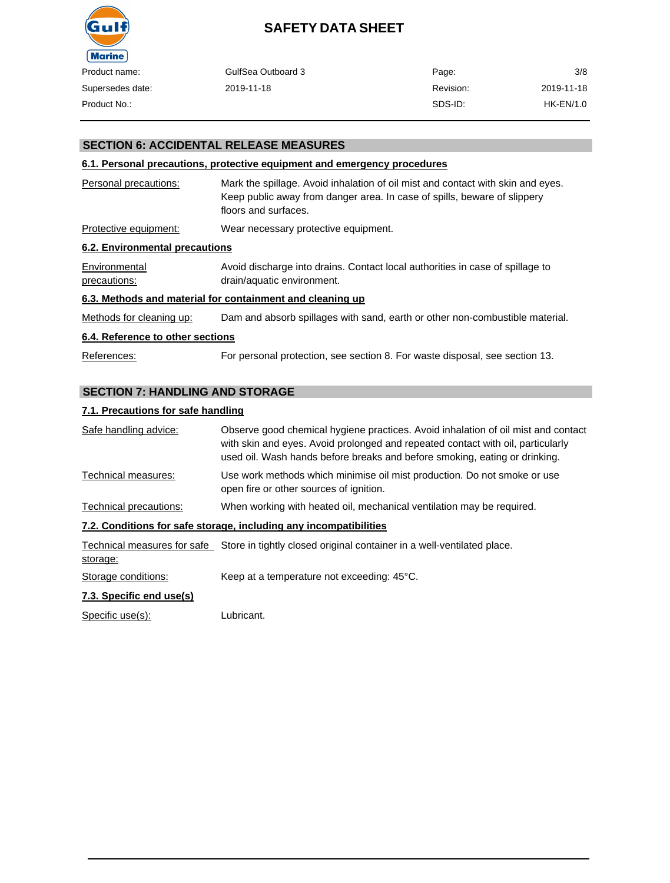## SECTION 6: ACCIDENTAL RELEASE MEASURES

### 6.1. Personal precautions, protective equipment and emergency procedures

| | |
|---|---|
| Personal precautions: | Mark the spillage. Avoid inhalation of oil mist and contact with skin and eyes. Keep public away from danger area. In case of spills, beware of slippery floors and surfaces. |
| Protective equipment: | Wear necessary protective equipment. |

### 6.2. Environmental precautions

| | |
|---|---|
| Environmental precautions: | Avoid discharge into drains. Contact local authorities in case of spillage to drain/aquatic environment. |

### 6.3. Methods and material for containment and cleaning up

| | |
|---|---|
| Methods for cleaning up: | Dam and absorb spillages with sand, earth or other non-combustible material. |

### 6.4. Reference to other sections

| | |
|---|---|
| References: | For personal protection, see section 8. For waste disposal, see section 13. |

## SECTION 7: HANDLING AND STORAGE

### 7.1. Precautions for safe handling

| | |
|---|---|
| Safe handling advice: | Observe good chemical hygiene practices. Avoid inhalation of oil mist and contact with skin and eyes. Avoid prolonged and repeated contact with oil, particularly used oil. Wash hands before breaks and before smoking, eating or drinking. |
| Technical measures: | Use work methods which minimise oil mist production. Do not smoke or use open fire or other sources of ignition. |
| Technical precautions: | When working with heated oil, mechanical ventilation may be required. |

### 7.2. Conditions for safe storage, including any incompatibilities

| | |
|---|---|
| Technical measures for safe storage: | Store in tightly closed original container in a well-ventilated place. |
| Storage conditions: | Keep at a temperature not exceeding: 45°C. |

### 7.3. Specific end use(s)

| | |
|---|---|
| Specific use(s): | Lubricant. |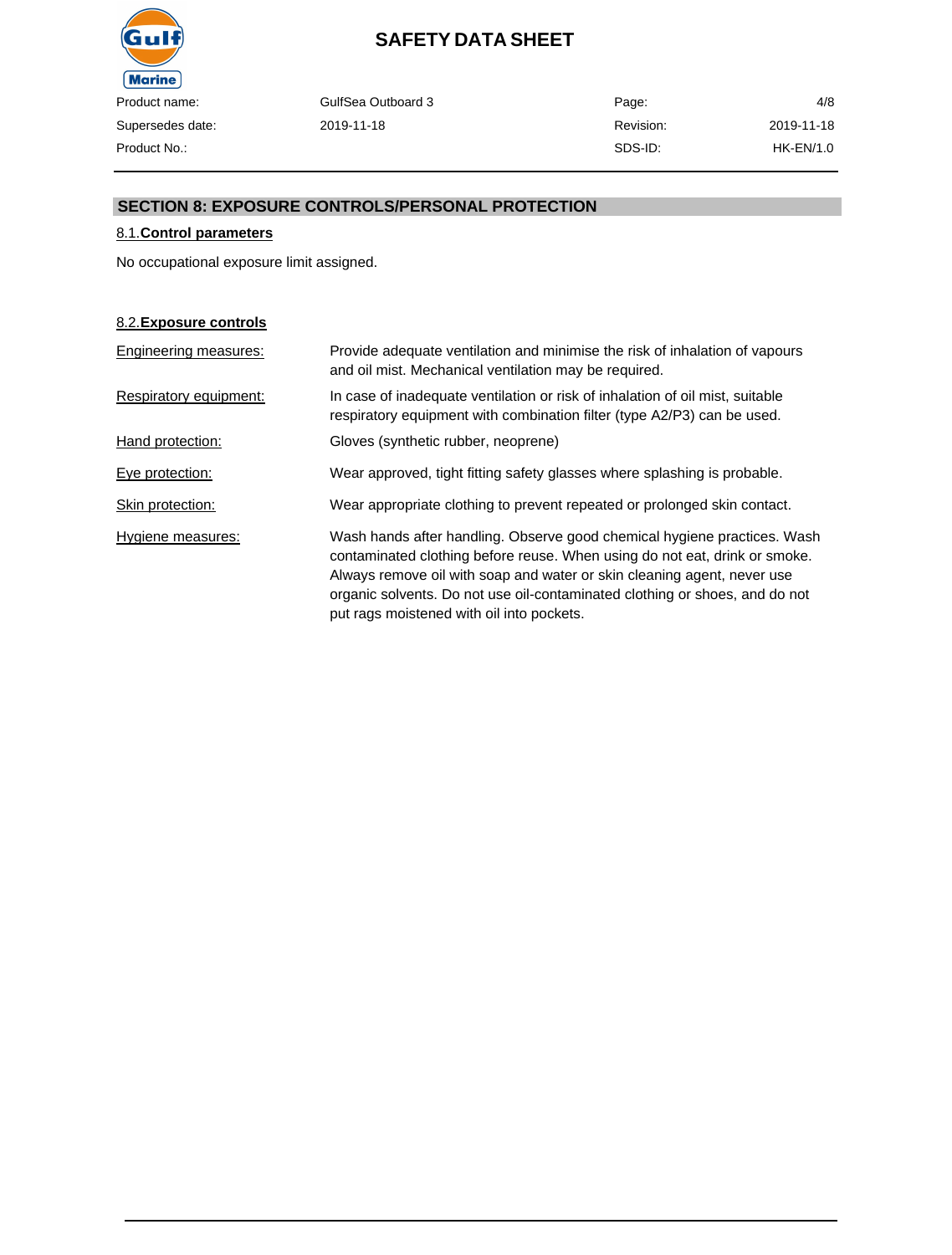## SECTION 8: EXPOSURE CONTROLS/PERSONAL PROTECTION

### 8.1. Control parameters

No occupational exposure limit assigned.

### 8.2. Exposure controls

**Engineering measures:** Provide adequate ventilation and minimise the risk of inhalation of vapours and oil mist. Mechanical ventilation may be required.

**Respiratory equipment:** In case of inadequate ventilation or risk of inhalation of oil mist, suitable respiratory equipment with combination filter (type A2/P3) can be used.

**Hand protection:** Gloves (synthetic rubber, neoprene)

**Eye protection:** Wear approved, tight fitting safety glasses where splashing is probable.

**Skin protection:** Wear appropriate clothing to prevent repeated or prolonged skin contact.

**Hygiene measures:** Wash hands after handling. Observe good chemical hygiene practices. Wash contaminated clothing before reuse. When using do not eat, drink or smoke. Always remove oil with soap and water or skin cleaning agent, never use organic solvents. Do not use oil-contaminated clothing or shoes, and do not put rags moistened with oil into pockets.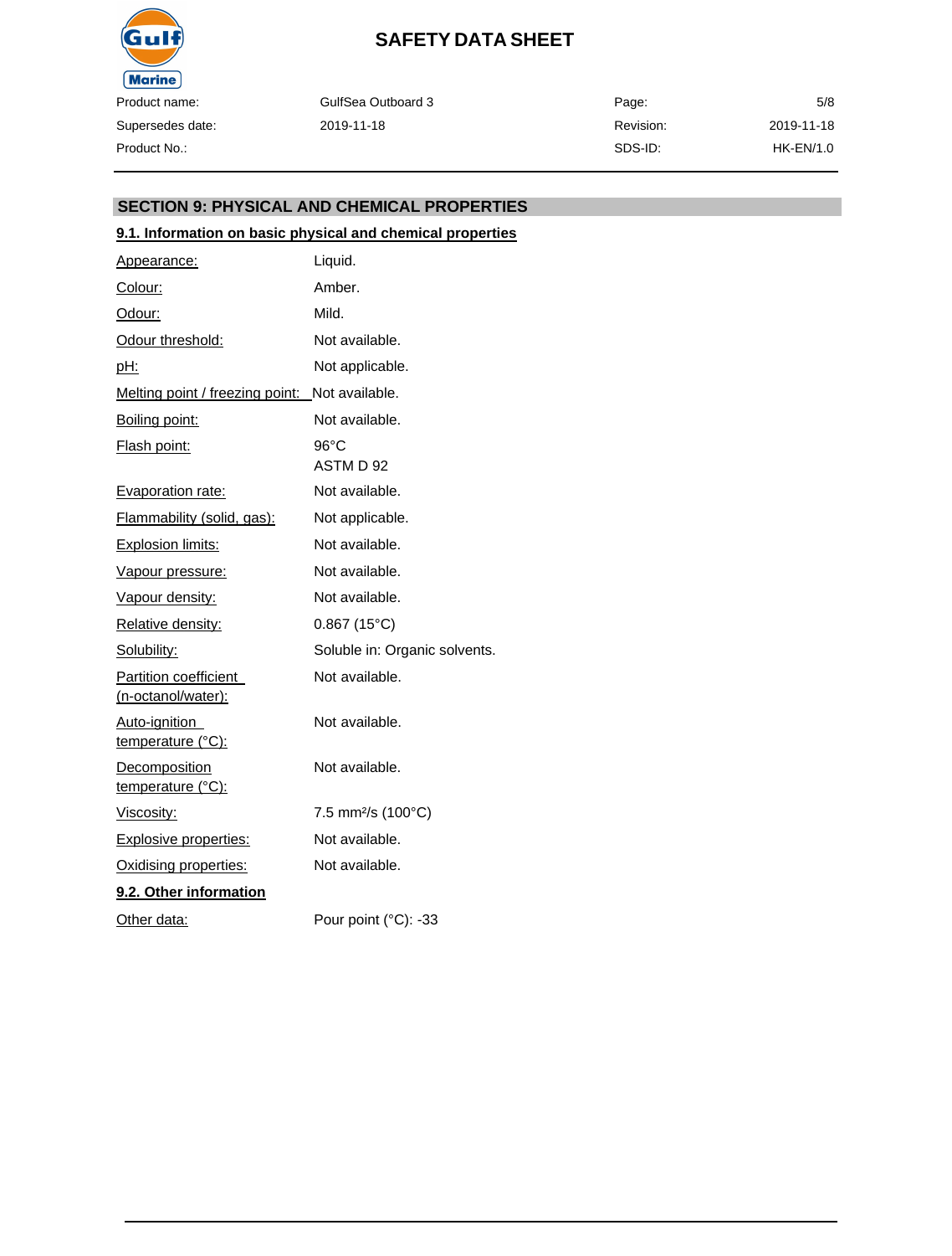## SECTION 9: PHYSICAL AND CHEMICAL PROPERTIES

### 9.1. Information on basic physical and chemical properties

| Property | Value |
|---|---|
| Appearance: | Liquid. |
| Colour: | Amber. |
| Odour: | Mild. |
| Odour threshold: | Not available. |
| pH: | Not applicable. |
| Melting point / freezing point: | Not available. |
| Boiling point: | Not available. |
| Flash point: | 96°C<br>ASTM D 92 |
| Evaporation rate: | Not available. |
| Flammability (solid, gas): | Not applicable. |
| Explosion limits: | Not available. |
| Vapour pressure: | Not available. |
| Vapour density: | Not available. |
| Relative density: | 0.867 (15°C) |
| Solubility: | Soluble in: Organic solvents. |
| Partition coefficient (n-octanol/water): | Not available. |
| Auto-ignition temperature (°C): | Not available. |
| Decomposition temperature (°C): | Not available. |
| Viscosity: | 7.5 $mm^2/s$ (100°C) |
| Explosive properties: | Not available. |
| Oxidising properties: | Not available. |

### 9.2. Other information

| Property | Value |
|---|---|
| Other data: | Pour point (°C): -33 |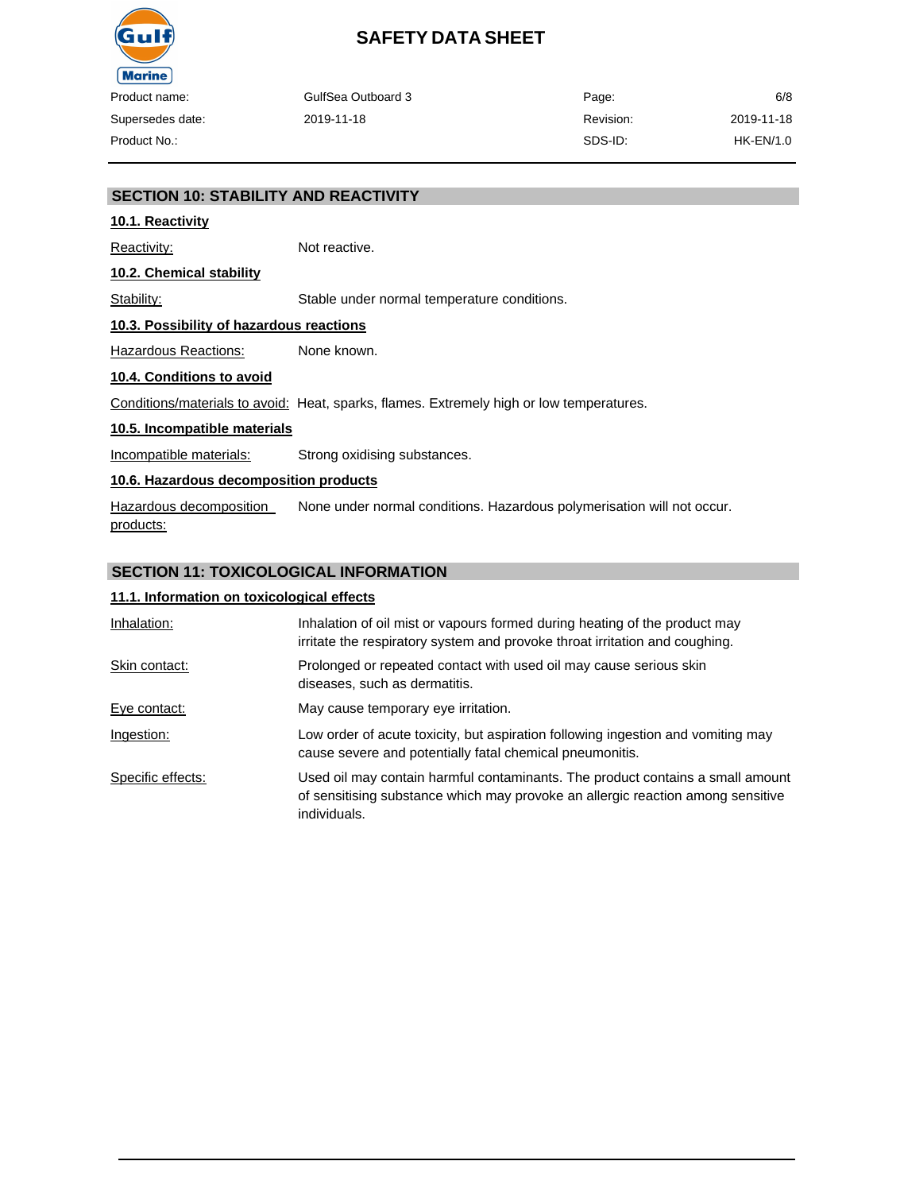## SECTION 10: STABILITY AND REACTIVITY

### 10.1. Reactivity

Reactivity: Not reactive.

### 10.2. Chemical stability

Stability: Stable under normal temperature conditions.

### 10.3. Possibility of hazardous reactions

Hazardous Reactions: None known.

### 10.4. Conditions to avoid

Conditions/materials to avoid: Heat, sparks, flames. Extremely high or low temperatures.

### 10.5. Incompatible materials

Incompatible materials: Strong oxidising substances.

### 10.6. Hazardous decomposition products

Hazardous decomposition products: None under normal conditions. Hazardous polymerisation will not occur.

## SECTION 11: TOXICOLOGICAL INFORMATION

### 11.1. Information on toxicological effects

Inhalation: Inhalation of oil mist or vapours formed during heating of the product may irritate the respiratory system and provoke throat irritation and coughing.

Skin contact: Prolonged or repeated contact with used oil may cause serious skin diseases, such as dermatitis.

Eye contact: May cause temporary eye irritation.

Ingestion: Low order of acute toxicity, but aspiration following ingestion and vomiting may cause severe and potentially fatal chemical pneumonitis.

Specific effects: Used oil may contain harmful contaminants. The product contains a small amount of sensitising substance which may provoke an allergic reaction among sensitive individuals.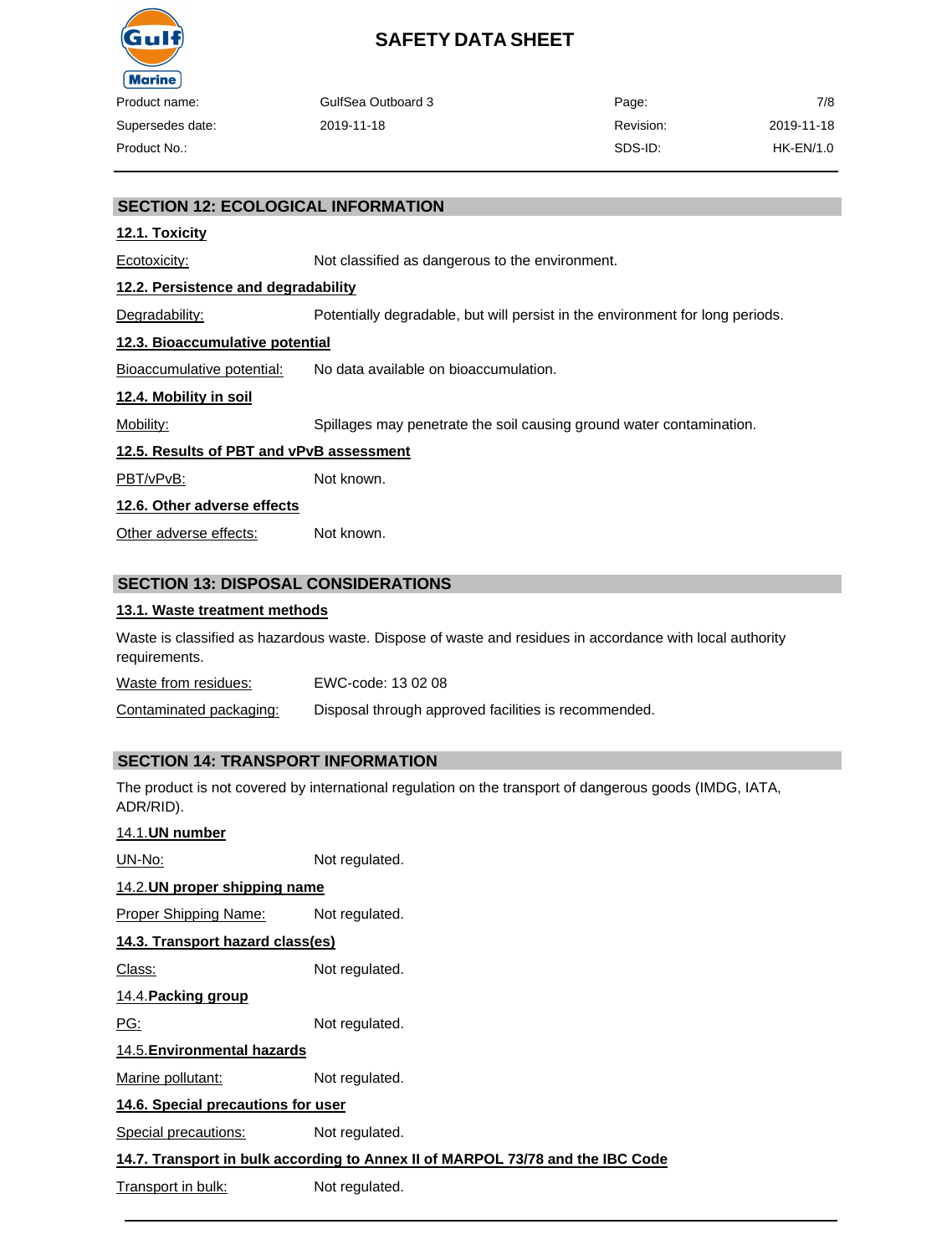## SECTION 12: ECOLOGICAL INFORMATION

### 12.1. Toxicity

Ecotoxicity: Not classified as dangerous to the environment.

### 12.2. Persistence and degradability

Degradability: Potentially degradable, but will persist in the environment for long periods.

### 12.3. Bioaccumulative potential

Bioaccumulative potential: No data available on bioaccumulation.

### 12.4. Mobility in soil

Mobility: Spillages may penetrate the soil causing ground water contamination.

### 12.5. Results of PBT and vPvB assessment

PBT/vPvB: Not known.

### 12.6. Other adverse effects

Other adverse effects: Not known.

## SECTION 13: DISPOSAL CONSIDERATIONS

### 13.1. Waste treatment methods

Waste is classified as hazardous waste. Dispose of waste and residues in accordance with local authority requirements.

Waste from residues: EWC-code: 13 02 08

Contaminated packaging: Disposal through approved facilities is recommended.

## SECTION 14: TRANSPORT INFORMATION

The product is not covered by international regulation on the transport of dangerous goods (IMDG, IATA, ADR/RID).

### 14.1. UN number

UN-No: Not regulated.

### 14.2. UN proper shipping name

Proper Shipping Name: Not regulated.

### 14.3. Transport hazard class(es)

Class: Not regulated.

### 14.4. Packing group

PG: Not regulated.

### 14.5. Environmental hazards

Marine pollutant: Not regulated.

### 14.6. Special precautions for user

Special precautions: Not regulated.

### 14.7. Transport in bulk according to Annex II of MARPOL 73/78 and the IBC Code

Transport in bulk: Not regulated.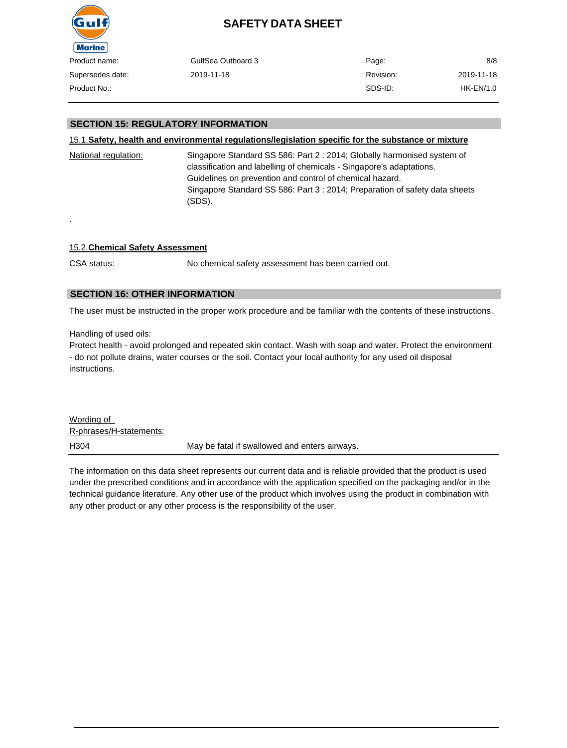## SECTION 15: REGULATORY INFORMATION

**15.1. Safety, health and environmental regulations/legislation specific for the substance or mixture**

| | |
|---|---|
| National regulation: | Singapore Standard SS 586: Part 2 : 2014; Globally harmonised system of classification and labelling of chemicals - Singapore's adaptations.<br>Guidelines on prevention and control of chemical hazard.<br>Singapore Standard SS 586: Part 3 : 2014; Preparation of safety data sheets (SDS). |

.

**15.2. Chemical Safety Assessment**

| | |
|---|---|
| CSA status: | No chemical safety assessment has been carried out. |

## SECTION 16: OTHER INFORMATION

The user must be instructed in the proper work procedure and be familiar with the contents of these instructions.

Handling of used oils:
Protect health - avoid prolonged and repeated skin contact. Wash with soap and water. Protect the environment - do not pollute drains, water courses or the soil. Contact your local authority for any used oil disposal instructions.

Wording of R-phrases/H-statements:

| | |
|---|---|
| H304 | May be fatal if swallowed and enters airways. |

The information on this data sheet represents our current data and is reliable provided that the product is used under the prescribed conditions and in accordance with the application specified on the packaging and/or in the technical guidance literature. Any other use of the product which involves using the product in combination with any other product or any other process is the responsibility of the user.